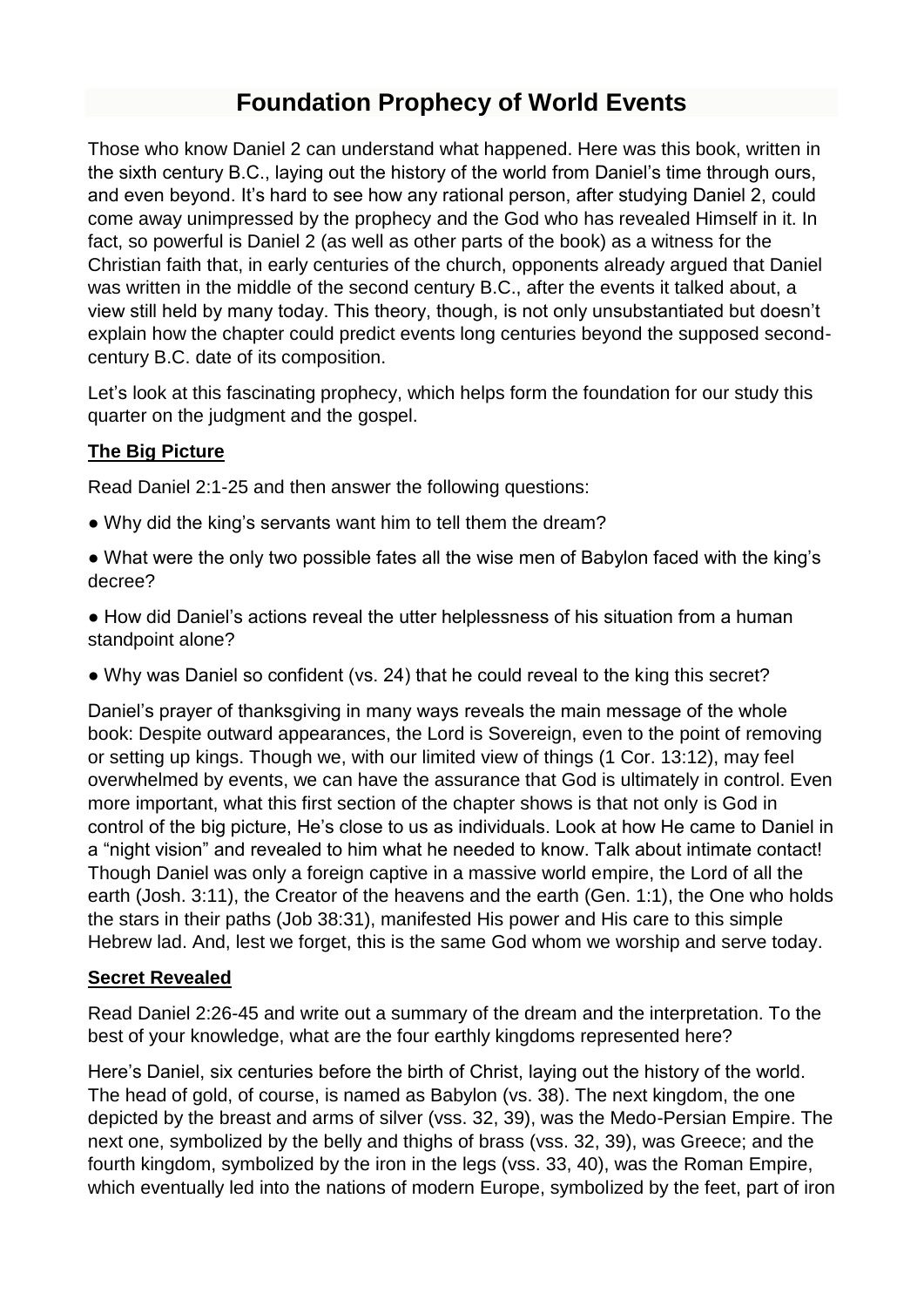# Foundation Prophecy of World Events

Those who know Daniel 2 can understand what happened. Here was this book, written in the sixth century B.C., laying out the history of the world from Daniel's time through ours, and even beyond. It's hard to see how any rational person, after studying Daniel 2, could come away unimpressed by the prophecy and the God who has revealed Himself in it. In fact, so powerful is Daniel 2 (as well as other parts of the book) as a witness for the Christian faith that, in early centuries of the church, opponents already argued that Daniel was written in the middle of the second century B.C., after the events it talked about, a view still held by many today. This theory, though, is not only unsubstantiated but doesn't explain how the chapter could predict events long centuries beyond the supposed second-century B.C. date of its composition.

Let's look at this fascinating prophecy, which helps form the foundation for our study this quarter on the judgment and the gospel.

## The Big Picture

Read Daniel 2:1-25 and then answer the following questions:

- Why did the king's servants want him to tell them the dream?
- What were the only two possible fates all the wise men of Babylon faced with the king's decree?
- How did Daniel's actions reveal the utter helplessness of his situation from a human standpoint alone?
- Why was Daniel so confident (vs. 24) that he could reveal to the king this secret?

Daniel's prayer of thanksgiving in many ways reveals the main message of the whole book: Despite outward appearances, the Lord is Sovereign, even to the point of removing or setting up kings. Though we, with our limited view of things (1 Cor. 13:12), may feel overwhelmed by events, we can have the assurance that God is ultimately in control. Even more important, what this first section of the chapter shows is that not only is God in control of the big picture, He's close to us as individuals. Look at how He came to Daniel in a "night vision" and revealed to him what he needed to know. Talk about intimate contact! Though Daniel was only a foreign captive in a massive world empire, the Lord of all the earth (Josh. 3:11), the Creator of the heavens and the earth (Gen. 1:1), the One who holds the stars in their paths (Job 38:31), manifested His power and His care to this simple Hebrew lad. And, lest we forget, this is the same God whom we worship and serve today.

## Secret Revealed

Read Daniel 2:26-45 and write out a summary of the dream and the interpretation. To the best of your knowledge, what are the four earthly kingdoms represented here?

Here's Daniel, six centuries before the birth of Christ, laying out the history of the world. The head of gold, of course, is named as Babylon (vs. 38). The next kingdom, the one depicted by the breast and arms of silver (vss. 32, 39), was the Medo-Persian Empire. The next one, symbolized by the belly and thighs of brass (vss. 32, 39), was Greece; and the fourth kingdom, symbolized by the iron in the legs (vss. 33, 40), was the Roman Empire, which eventually led into the nations of modern Europe, symbolized by the feet, part of iron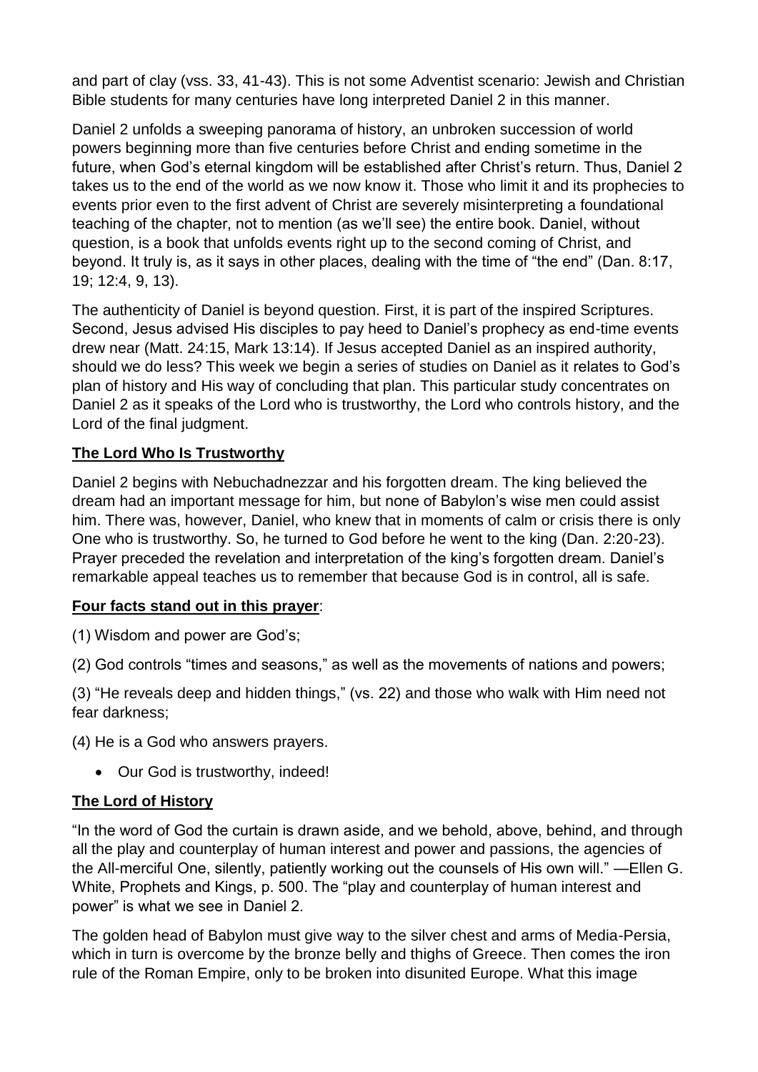and part of clay (vss. 33, 41-43). This is not some Adventist scenario: Jewish and Christian Bible students for many centuries have long interpreted Daniel 2 in this manner.

Daniel 2 unfolds a sweeping panorama of history, an unbroken succession of world powers beginning more than five centuries before Christ and ending sometime in the future, when God's eternal kingdom will be established after Christ's return. Thus, Daniel 2 takes us to the end of the world as we now know it. Those who limit it and its prophecies to events prior even to the first advent of Christ are severely misinterpreting a foundational teaching of the chapter, not to mention (as we'll see) the entire book. Daniel, without question, is a book that unfolds events right up to the second coming of Christ, and beyond. It truly is, as it says in other places, dealing with the time of "the end" (Dan. 8:17, 19; 12:4, 9, 13).

The authenticity of Daniel is beyond question. First, it is part of the inspired Scriptures. Second, Jesus advised His disciples to pay heed to Daniel's prophecy as end-time events drew near (Matt. 24:15, Mark 13:14). If Jesus accepted Daniel as an inspired authority, should we do less? This week we begin a series of studies on Daniel as it relates to God's plan of history and His way of concluding that plan. This particular study concentrates on Daniel 2 as it speaks of the Lord who is trustworthy, the Lord who controls history, and the Lord of the final judgment.

**The Lord Who Is Trustworthy**

Daniel 2 begins with Nebuchadnezzar and his forgotten dream. The king believed the dream had an important message for him, but none of Babylon's wise men could assist him. There was, however, Daniel, who knew that in moments of calm or crisis there is only One who is trustworthy. So, he turned to God before he went to the king (Dan. 2:20-23). Prayer preceded the revelation and interpretation of the king's forgotten dream. Daniel's remarkable appeal teaches us to remember that because God is in control, all is safe.

**Four facts stand out in this prayer**:

(1) Wisdom and power are God's;

(2) God controls "times and seasons," as well as the movements of nations and powers;

(3) "He reveals deep and hidden things," (vs. 22) and those who walk with Him need not fear darkness;

(4) He is a God who answers prayers.

- Our God is trustworthy, indeed!

**The Lord of History**

"In the word of God the curtain is drawn aside, and we behold, above, behind, and through all the play and counterplay of human interest and power and passions, the agencies of the All-merciful One, silently, patiently working out the counsels of His own will." —Ellen G. White, Prophets and Kings, p. 500. The "play and counterplay of human interest and power" is what we see in Daniel 2.

The golden head of Babylon must give way to the silver chest and arms of Media-Persia, which in turn is overcome by the bronze belly and thighs of Greece. Then comes the iron rule of the Roman Empire, only to be broken into disunited Europe. What this image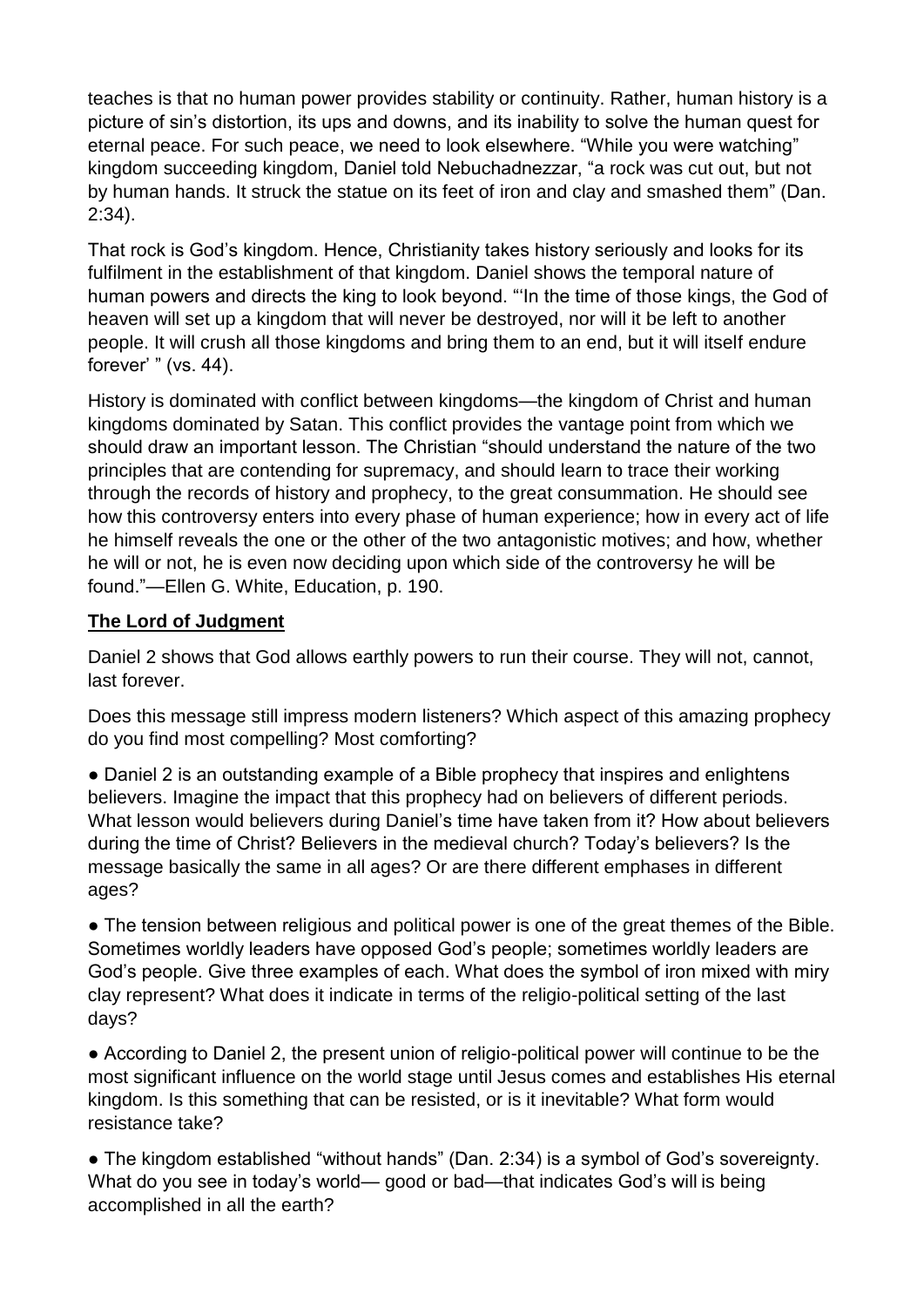teaches is that no human power provides stability or continuity. Rather, human history is a picture of sin's distortion, its ups and downs, and its inability to solve the human quest for eternal peace. For such peace, we need to look elsewhere. "While you were watching" kingdom succeeding kingdom, Daniel told Nebuchadnezzar, "a rock was cut out, but not by human hands. It struck the statue on its feet of iron and clay and smashed them" (Dan. 2:34).

That rock is God's kingdom. Hence, Christianity takes history seriously and looks for its fulfilment in the establishment of that kingdom. Daniel shows the temporal nature of human powers and directs the king to look beyond. "'In the time of those kings, the God of heaven will set up a kingdom that will never be destroyed, nor will it be left to another people. It will crush all those kingdoms and bring them to an end, but it will itself endure forever' " (vs. 44).

History is dominated with conflict between kingdoms—the kingdom of Christ and human kingdoms dominated by Satan. This conflict provides the vantage point from which we should draw an important lesson. The Christian "should understand the nature of the two principles that are contending for supremacy, and should learn to trace their working through the records of history and prophecy, to the great consummation. He should see how this controversy enters into every phase of human experience; how in every act of life he himself reveals the one or the other of the two antagonistic motives; and how, whether he will or not, he is even now deciding upon which side of the controversy he will be found."—Ellen G. White, Education, p. 190.

**The Lord of Judgment**

Daniel 2 shows that God allows earthly powers to run their course. They will not, cannot, last forever.

Does this message still impress modern listeners? Which aspect of this amazing prophecy do you find most compelling? Most comforting?

- Daniel 2 is an outstanding example of a Bible prophecy that inspires and enlightens believers. Imagine the impact that this prophecy had on believers of different periods. What lesson would believers during Daniel's time have taken from it? How about believers during the time of Christ? Believers in the medieval church? Today's believers? Is the message basically the same in all ages? Or are there different emphases in different ages?

- The tension between religious and political power is one of the great themes of the Bible. Sometimes worldly leaders have opposed God's people; sometimes worldly leaders are God's people. Give three examples of each. What does the symbol of iron mixed with miry clay represent? What does it indicate in terms of the religio-political setting of the last days?

- According to Daniel 2, the present union of religio-political power will continue to be the most significant influence on the world stage until Jesus comes and establishes His eternal kingdom. Is this something that can be resisted, or is it inevitable? What form would resistance take?

- The kingdom established "without hands" (Dan. 2:34) is a symbol of God's sovereignty. What do you see in today's world— good or bad—that indicates God's will is being accomplished in all the earth?